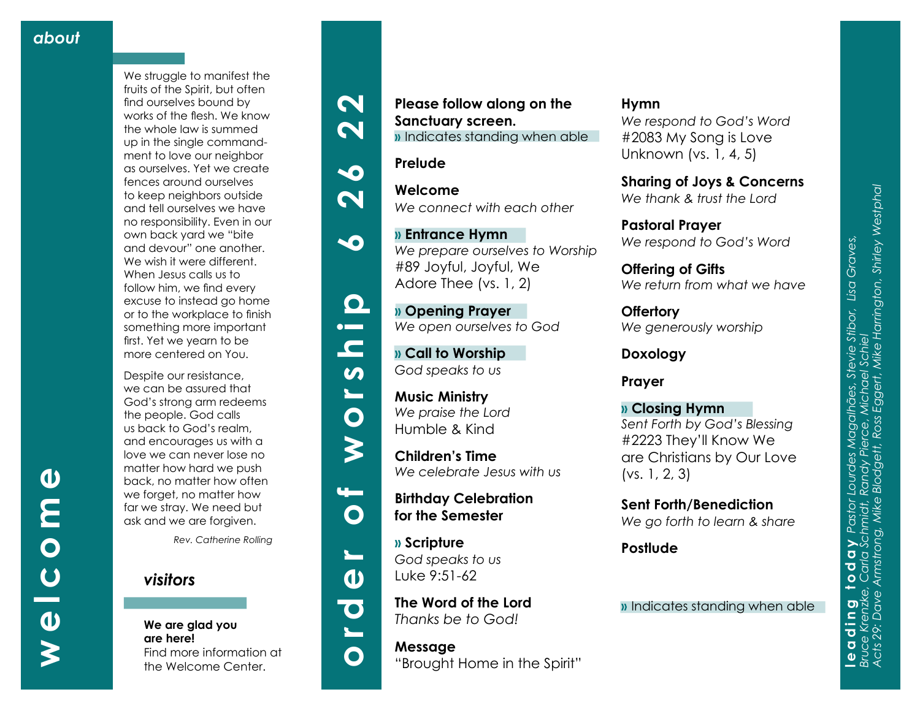# welcome

## about

We struggle to manifest the fruits of the Spirit, but often find ourselves bound by works of the flesh. We know the whole law is summed up in the single commandment to love our neighbor as ourselves. Yet we create fences around ourselves to keep neighbors outside and tell ourselves we have no responsibility. Even in our own back yard we "bite and devour" one another. We wish it were different. When Jesus calls us to follow him, we find every excuse to instead go home or to the workplace to finish something more important first. Yet we yearn to be more centered on You.

Despite our resistance, we can be assured that God's strong arm redeems the people. God calls us back to God's realm, and encourages us with a love we can never lose no matter how hard we push back, no matter how often we forget, no matter how far we stray. We need but ask and we are forgiven.

*Rev. Catherine Rolling*

## visitors

**We are glad you are here!**
Find more information at the Welcome Center.

# order of worship 6 26 22

**Please follow along on the Sanctuary screen.**
» Indicates standing when able

**Prelude**

**Welcome**
*We connect with each other*

**» Entrance Hymn**
*We prepare ourselves to Worship*
#89 Joyful, Joyful, We Adore Thee (vs. 1, 2)

**» Opening Prayer**
*We open ourselves to God*

**» Call to Worship**
*God speaks to us*

**Music Ministry**
*We praise the Lord*
Humble & Kind

**Children's Time**
*We celebrate Jesus with us*

**Birthday Celebration for the Semester**

**» Scripture**
*God speaks to us*
Luke 9:51-62

**The Word of the Lord**
*Thanks be to God!*

**Message**
"Brought Home in the Spirit"

**Hymn**
*We respond to God's Word*
#2083 My Song is Love Unknown (vs. 1, 4, 5)

**Sharing of Joys & Concerns**
*We thank & trust the Lord*

**Pastoral Prayer**
*We respond to God's Word*

**Offering of Gifts**
*We return from what we have*

**Offertory**
*We generously worship*

**Doxology**

**Prayer**

**» Closing Hymn**
*Sent Forth by God's Blessing*
#2223 They'll Know We are Christians by Our Love (vs. 1, 2, 3)

**Sent Forth/Benediction**
*We go forth to learn & share*

**Postlude**

» Indicates standing when able

**leading today** *Pastor Lourdes Magalhães, Stevie Stibor, Lisa Graves, Bruce Krenzke, Carla Schmidt, Randy Pierce, Michael Schiel*
*Acts 29: Dave Armstrong, Mike Blodgett, Ross Eggert, Mike Harrington, Shirley Westphal*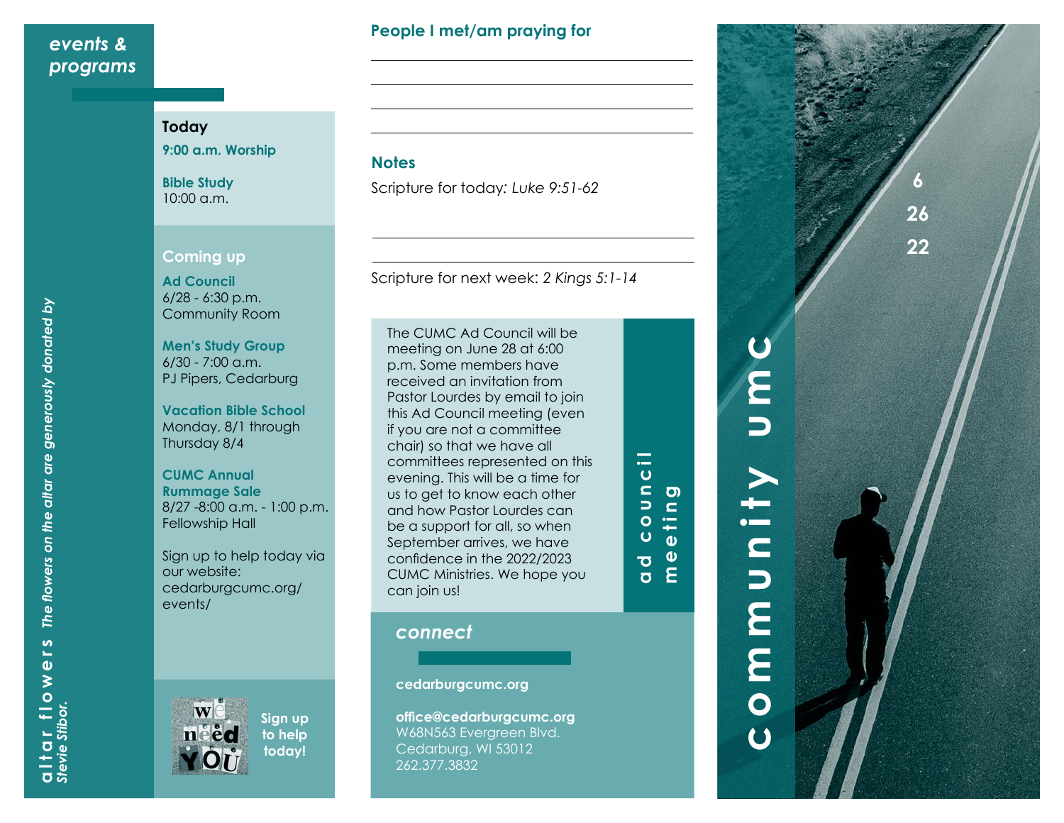## events & programs

### Today

**9:00 a.m. Worship**

**Bible Study**
10:00 a.m.

### Coming up

**Ad Council**
6/28 - 6:30 p.m.
Community Room

**Men's Study Group**
6/30 - 7:00 a.m.
PJ Pipers, Cedarburg

**Vacation Bible School**
Monday, 8/1 through
Thursday 8/4

**CUMC Annual Rummage Sale**
8/27 -8:00 a.m. - 1:00 p.m.
Fellowship Hall

Sign up to help today via our website:
cedarburgcumc.org/events/

**Sign up to help today!**

**altar flowers** *The flowers on the altar are generously donated by Stevie Stibor.*

## People I met/am praying for

## Notes

Scripture for today: *Luke 9:51-62*

Scripture for next week: *2 Kings 5:1-14*

### ad council meeting

The CUMC Ad Council will be meeting on June 28 at 6:00 p.m. Some members have received an invitation from Pastor Lourdes by email to join this Ad Council meeting (even if you are not a committee chair) so that we have all committees represented on this evening. This will be a time for us to get to know each other and how Pastor Lourdes can be a support for all, so when September arrives, we have confidence in the 2022/2023 CUMC Ministries. We hope you can join us!

## connect

**cedarburgcumc.org**

**office@cedarburgcumc.org**
W68N563 Evergreen Blvd.
Cedarburg, WI 53012
262.377.3832

# community umc

6
26
22